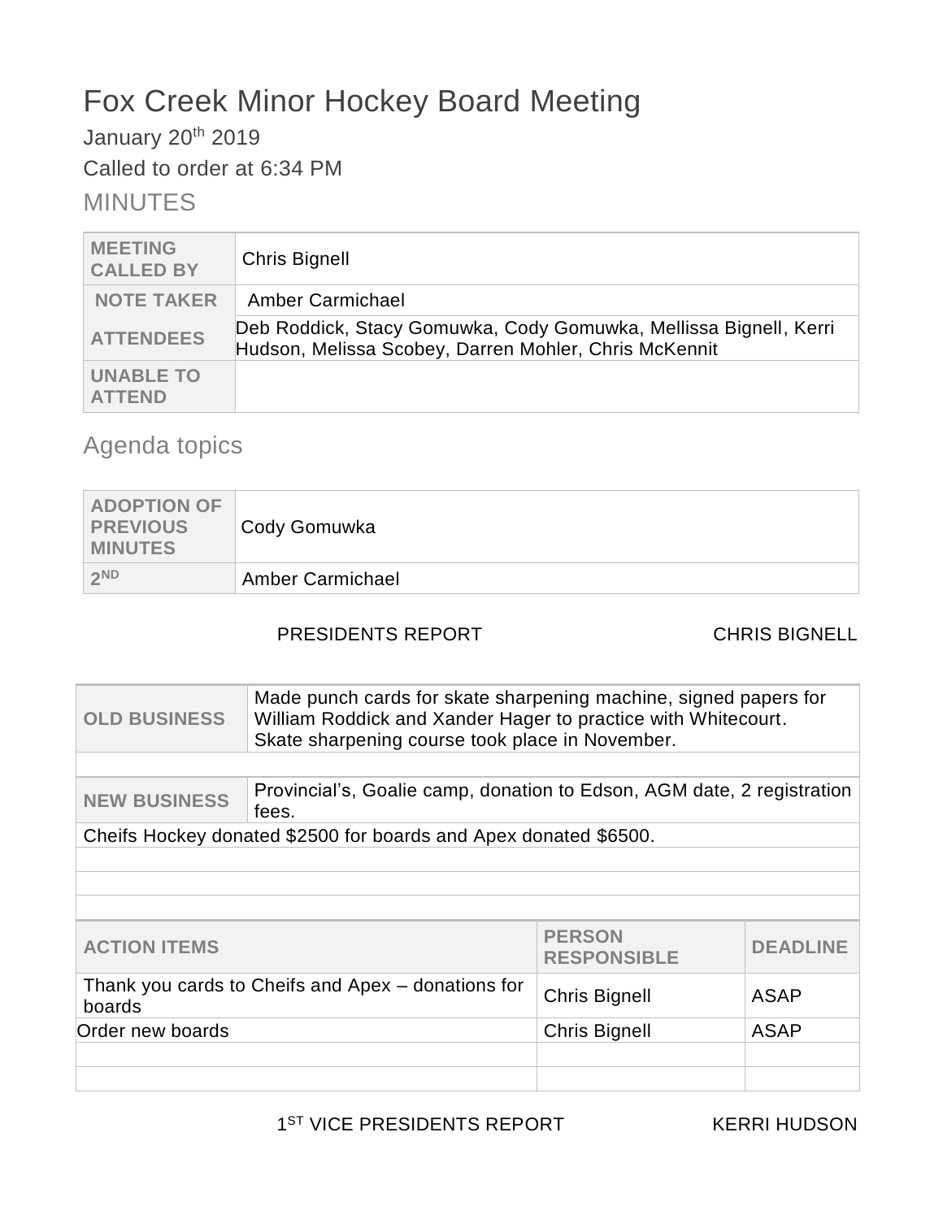# Fox Creek Minor Hockey Board Meeting

January 20th 2019

Called to order at 6:34 PM

## MINUTES

| | |
|---|---|
| **MEETING CALLED BY** | Chris Bignell |
| **NOTE TAKER** | Amber Carmichael |
| **ATTENDEES** | Deb Roddick, Stacy Gomuwka, Cody Gomuwka, Mellissa Bignell, Kerri Hudson, Melissa Scobey, Darren Mohler, Chris McKennit |
| **UNABLE TO ATTEND** | |

## Agenda topics

| | |
|---|---|
| **ADOPTION OF PREVIOUS MINUTES** | Cody Gomuwka |
| **2ND** | Amber Carmichael |

PRESIDENTS REPORT — CHRIS BIGNELL

| | |
|---|---|
| **OLD BUSINESS** | Made punch cards for skate sharpening machine, signed papers for William Roddick and Xander Hager to practice with Whitecourt. Skate sharpening course took place in November. |
| | |
| **NEW BUSINESS** | Provincial's, Goalie camp, donation to Edson, AGM date, 2 registration fees. |
| Cheifs Hockey donated $2500 for boards and Apex donated $6500. | |
| | |
| | |
| | |

| ACTION ITEMS | PERSON RESPONSIBLE | DEADLINE |
|---|---|---|
| Thank you cards to Cheifs and Apex – donations for boards | Chris Bignell | ASAP |
| Order new boards | Chris Bignell | ASAP |
| | | |
| | | |

1ST VICE PRESIDENTS REPORT — KERRI HUDSON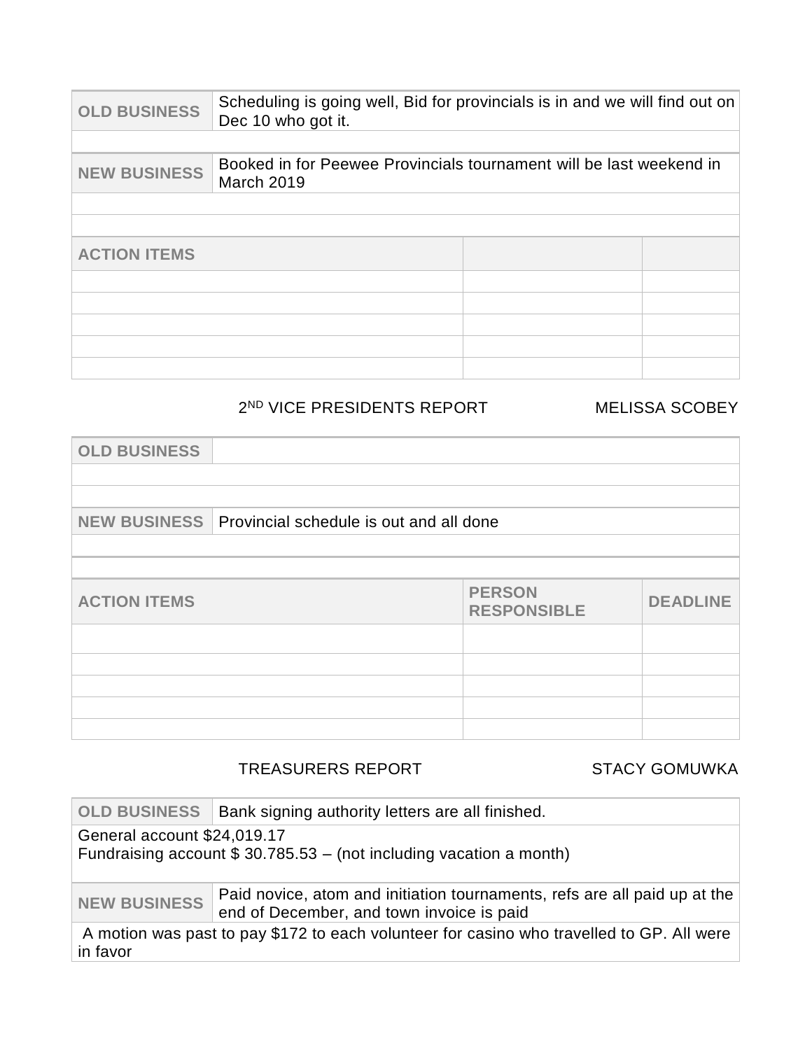| OLD BUSINESS | Scheduling is going well, Bid for provincials is in and we will find out on Dec 10 who got it. | |
|---|---|---|
| | | |
| **NEW BUSINESS** | Booked in for Peewee Provincials tournament will be last weekend in March 2019 | |
| | | |
| | | |
| **ACTION ITEMS** | | |
| | | |
| | | |
| | | |
| | | |
| | | |

## 2ND VICE PRESIDENTS REPORT — MELISSA SCOBEY

| OLD BUSINESS | |
|---|---|
| | |
| | |
| **NEW BUSINESS** | Provincial schedule is out and all done |
| | |
| | |

| ACTION ITEMS | PERSON RESPONSIBLE | DEADLINE |
|---|---|---|
| | | |
| | | |
| | | |
| | | |
| | | |

## TREASURERS REPORT — STACY GOMUWKA

| OLD BUSINESS | Bank signing authority letters are all finished. |
|---|---|
| General account $24,019.17<br>Fundraising account $ 30.785.53 – (not including vacation a month) | |
| **NEW BUSINESS** | Paid novice, atom and initiation tournaments, refs are all paid up at the end of December, and town invoice is paid |
| A motion was past to pay $172 to each volunteer for casino who travelled to GP. All were in favor | |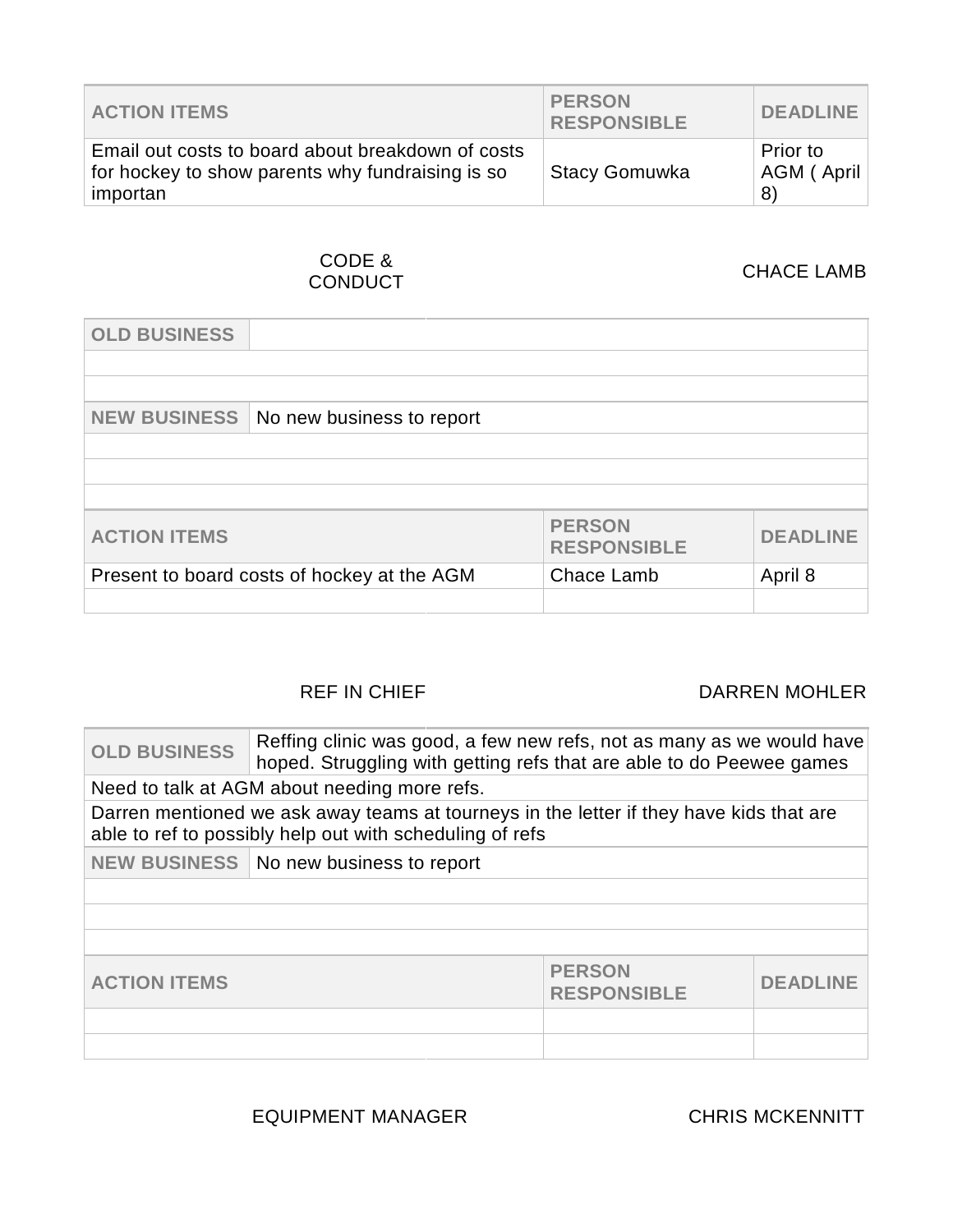| ACTION ITEMS | PERSON RESPONSIBLE | DEADLINE |
| --- | --- | --- |
| Email out costs to board about breakdown of costs for hockey to show parents why fundraising is so importan | Stacy Gomuwka | Prior to AGM ( April 8) |

## CODE & CONDUCT — CHACE LAMB

| OLD BUSINESS | |
| --- | --- |
| | |
| | |
| **NEW BUSINESS** | No new business to report |
| | |
| | |
| | |

| ACTION ITEMS | PERSON RESPONSIBLE | DEADLINE |
| --- | --- | --- |
| Present to board costs of hockey at the AGM | Chace Lamb | April 8 |
| | | |

## REF IN CHIEF — DARREN MOHLER

| OLD BUSINESS | Reffing clinic was good, a few new refs, not as many as we would have hoped. Struggling with getting refs that are able to do Peewee games |
| --- | --- |
| Need to talk at AGM about needing more refs. | |
| Darren mentioned we ask away teams at tourneys in the letter if they have kids that are able to ref to possibly help out with scheduling of refs | |
| **NEW BUSINESS** | No new business to report |
| | |
| | |
| | |

| ACTION ITEMS | PERSON RESPONSIBLE | DEADLINE |
| --- | --- | --- |
| | | |
| | | |

## EQUIPMENT MANAGER — CHRIS MCKENNITT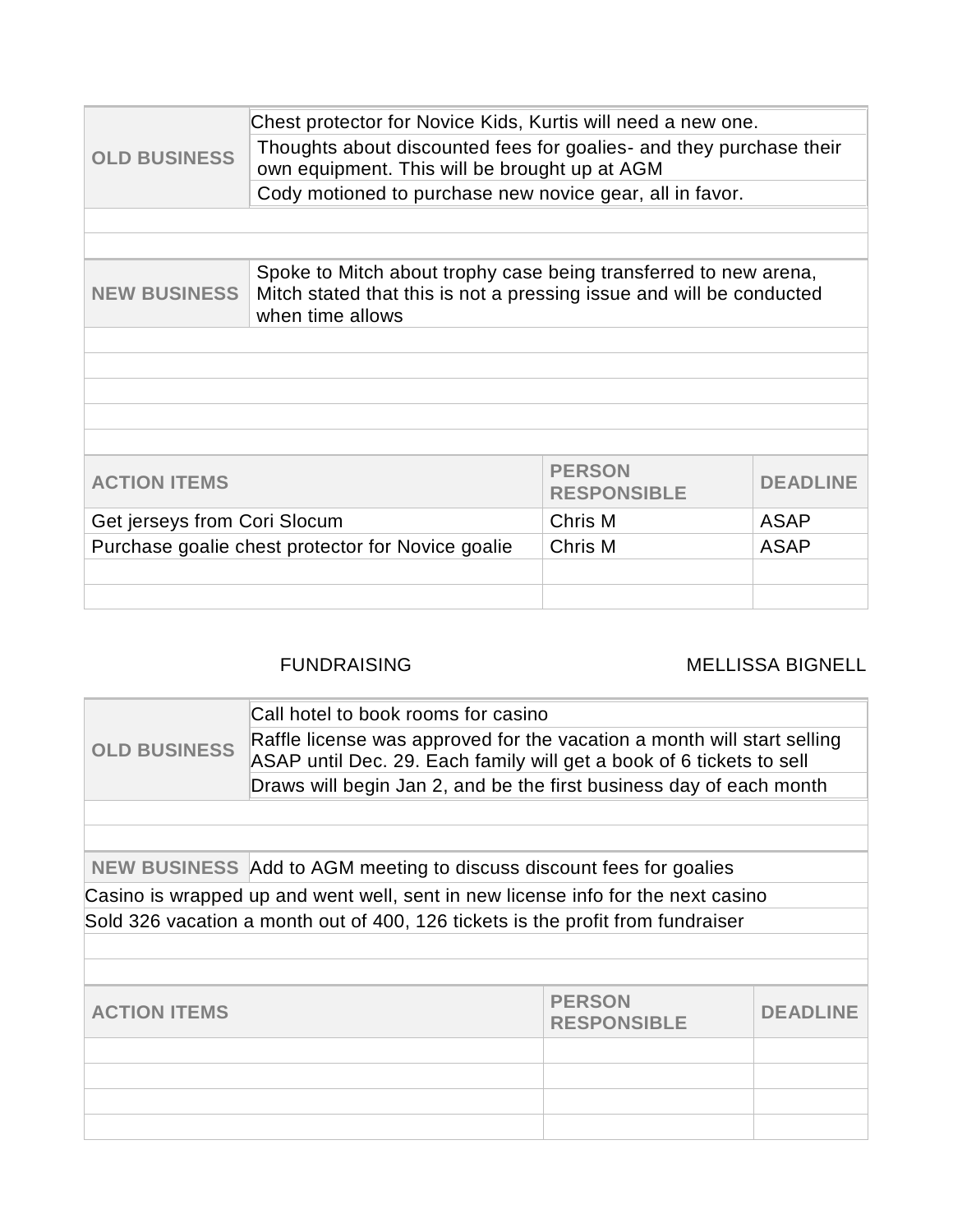| | |
|---|---|
| **OLD BUSINESS** | Chest protector for Novice Kids, Kurtis will need a new one. |
| | Thoughts about discounted fees for goalies- and they purchase their own equipment. This will be brought up at AGM |
| | Cody motioned to purchase new novice gear, all in favor. |

| | |
|---|---|
| **NEW BUSINESS** | Spoke to Mitch about trophy case being transferred to new arena, Mitch stated that this is not a pressing issue and will be conducted when time allows |

| ACTION ITEMS | PERSON RESPONSIBLE | DEADLINE |
|---|---|---|
| Get jerseys from Cori Slocum | Chris M | ASAP |
| Purchase goalie chest protector for Novice goalie | Chris M | ASAP |
| | | |
| | | |

FUNDRAISING — MELLISSA BIGNELL

| | |
|---|---|
| **OLD BUSINESS** | Call hotel to book rooms for casino |
| | Raffle license was approved for the vacation a month will start selling ASAP until Dec. 29. Each family will get a book of 6 tickets to sell |
| | Draws will begin Jan 2, and be the first business day of each month |

| | |
|---|---|
| **NEW BUSINESS** | Add to AGM meeting to discuss discount fees for goalies |

Casino is wrapped up and went well, sent in new license info for the next casino

Sold 326 vacation a month out of 400, 126 tickets is the profit from fundraiser

| ACTION ITEMS | PERSON RESPONSIBLE | DEADLINE |
|---|---|---|
| | | |
| | | |
| | | |
| | | |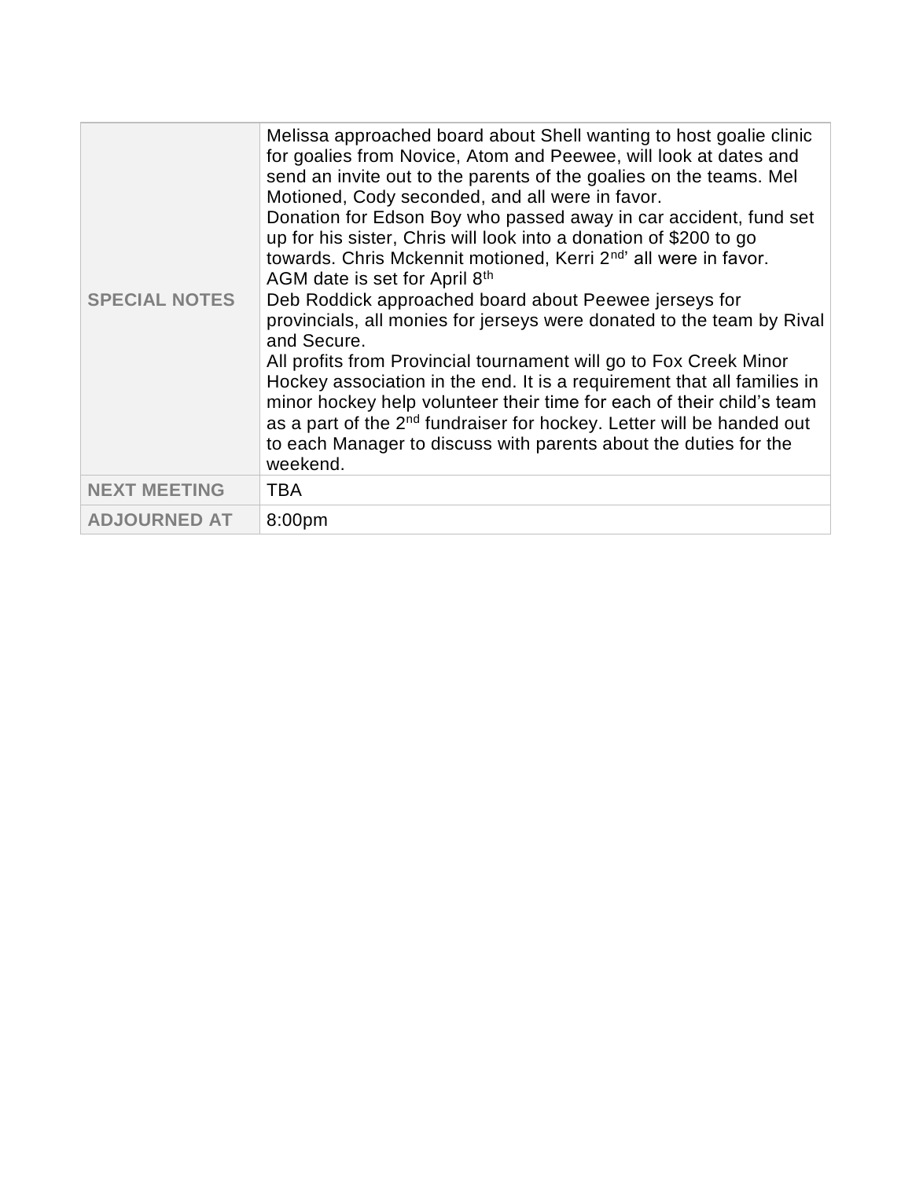| | |
|---|---|
| **SPECIAL NOTES** | Melissa approached board about Shell wanting to host goalie clinic for goalies from Novice, Atom and Peewee, will look at dates and send an invite out to the parents of the goalies on the teams. Mel Motioned, Cody seconded, and all were in favor.<br>Donation for Edson Boy who passed away in car accident, fund set up for his sister, Chris will look into a donation of $200 to go towards. Chris Mckennit motioned, Kerri 2nd' all were in favor.<br>AGM date is set for April 8th<br>Deb Roddick approached board about Peewee jerseys for provincials, all monies for jerseys were donated to the team by Rival and Secure.<br>All profits from Provincial tournament will go to Fox Creek Minor Hockey association in the end. It is a requirement that all families in minor hockey help volunteer their time for each of their child's team as a part of the 2nd fundraiser for hockey. Letter will be handed out to each Manager to discuss with parents about the duties for the weekend. |
| **NEXT MEETING** | TBA |
| **ADJOURNED AT** | 8:00pm |